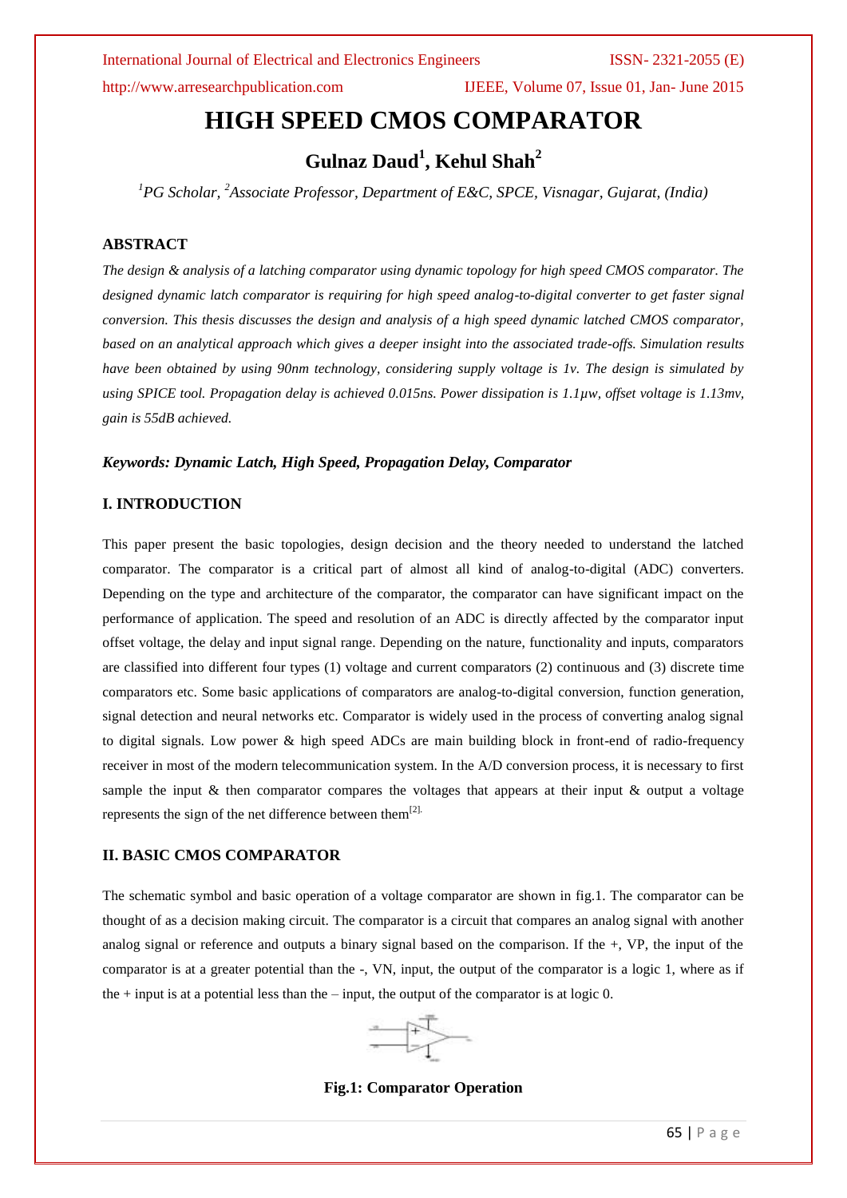# HIGH SPEED CMOS COMPARATOR

## Gulnaz Daud[1], Kehul Shah[2]

*[1]PG Scholar, [2]Associate Professor, Department of E&C, SPCE, Visnagar, Gujarat, (India)*

### ABSTRACT

*The design & analysis of a latching comparator using dynamic topology for high speed CMOS comparator. The designed dynamic latch comparator is requiring for high speed analog-to-digital converter to get faster signal conversion. This thesis discusses the design and analysis of a high speed dynamic latched CMOS comparator, based on an analytical approach which gives a deeper insight into the associated trade-offs. Simulation results have been obtained by using 90nm technology, considering supply voltage is 1v. The design is simulated by using SPICE tool. Propagation delay is achieved 0.015ns. Power dissipation is 1.1µw, offset voltage is 1.13mv, gain is 55dB achieved.*

***Keywords: Dynamic Latch, High Speed, Propagation Delay, Comparator***

### I. INTRODUCTION

This paper present the basic topologies, design decision and the theory needed to understand the latched comparator. The comparator is a critical part of almost all kind of analog-to-digital (ADC) converters. Depending on the type and architecture of the comparator, the comparator can have significant impact on the performance of application. The speed and resolution of an ADC is directly affected by the comparator input offset voltage, the delay and input signal range. Depending on the nature, functionality and inputs, comparators are classified into different four types (1) voltage and current comparators (2) continuous and (3) discrete time comparators etc. Some basic applications of comparators are analog-to-digital conversion, function generation, signal detection and neural networks etc. Comparator is widely used in the process of converting analog signal to digital signals. Low power & high speed ADCs are main building block in front-end of radio-frequency receiver in most of the modern telecommunication system. In the A/D conversion process, it is necessary to first sample the input & then comparator compares the voltages that appears at their input & output a voltage represents the sign of the net difference between them[2].

### II. BASIC CMOS COMPARATOR

The schematic symbol and basic operation of a voltage comparator are shown in fig.1. The comparator can be thought of as a decision making circuit. The comparator is a circuit that compares an analog signal with another analog signal or reference and outputs a binary signal based on the comparison. If the +, VP, the input of the comparator is at a greater potential than the -, VN, input, the output of the comparator is a logic 1, where as if the + input is at a potential less than the – input, the output of the comparator is at logic 0.

**Fig.1: Comparator Operation**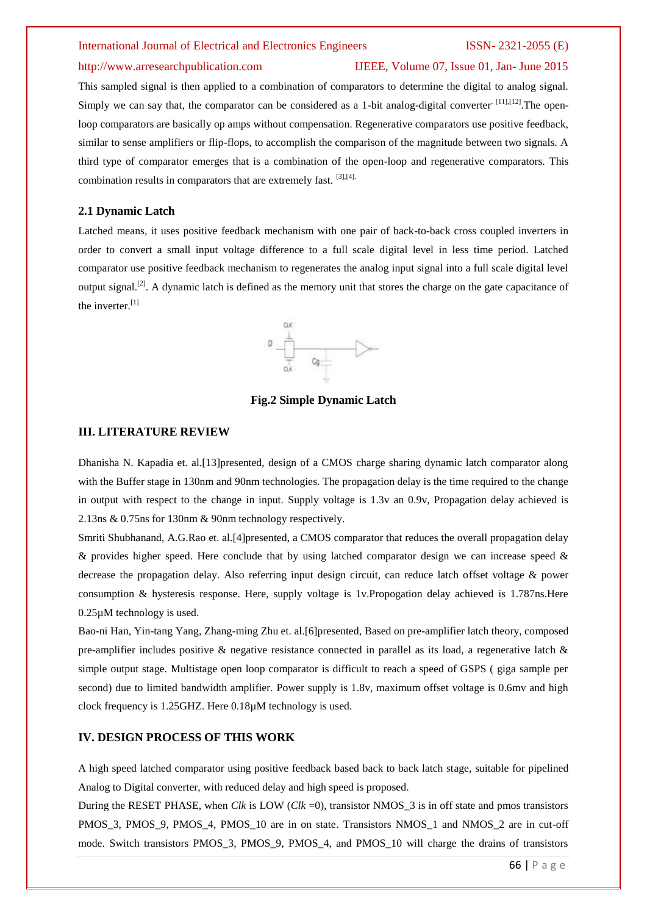This sampled signal is then applied to a combination of comparators to determine the digital to analog signal. Simply we can say that, the comparator can be considered as a 1-bit analog-digital converter [11],[12].The open-loop comparators are basically op amps without compensation. Regenerative comparators use positive feedback, similar to sense amplifiers or flip-flops, to accomplish the comparison of the magnitude between two signals. A third type of comparator emerges that is a combination of the open-loop and regenerative comparators. This combination results in comparators that are extremely fast. [3],[4].

### 2.1 Dynamic Latch

Latched means, it uses positive feedback mechanism with one pair of back-to-back cross coupled inverters in order to convert a small input voltage difference to a full scale digital level in less time period. Latched comparator use positive feedback mechanism to regenerates the analog input signal into a full scale digital level output signal.[2]. A dynamic latch is defined as the memory unit that stores the charge on the gate capacitance of the inverter.[1]

**Fig.2 Simple Dynamic Latch**

## III. LITERATURE REVIEW

Dhanisha N. Kapadia et. al.[13]presented, design of a CMOS charge sharing dynamic latch comparator along with the Buffer stage in 130nm and 90nm technologies. The propagation delay is the time required to the change in output with respect to the change in input. Supply voltage is 1.3v an 0.9v, Propagation delay achieved is 2.13ns & 0.75ns for 130nm & 90nm technology respectively.

Smriti Shubhanand, A.G.Rao et. al.[4]presented, a CMOS comparator that reduces the overall propagation delay & provides higher speed. Here conclude that by using latched comparator design we can increase speed & decrease the propagation delay. Also referring input design circuit, can reduce latch offset voltage & power consumption & hysteresis response. Here, supply voltage is 1v.Propogation delay achieved is 1.787ns.Here 0.25µM technology is used.

Bao-ni Han, Yin-tang Yang, Zhang-ming Zhu et. al.[6]presented, Based on pre-amplifier latch theory, composed pre-amplifier includes positive & negative resistance connected in parallel as its load, a regenerative latch & simple output stage. Multistage open loop comparator is difficult to reach a speed of GSPS ( giga sample per second) due to limited bandwidth amplifier. Power supply is 1.8v, maximum offset voltage is 0.6mv and high clock frequency is 1.25GHZ. Here 0.18µM technology is used.

## IV. DESIGN PROCESS OF THIS WORK

A high speed latched comparator using positive feedback based back to back latch stage, suitable for pipelined Analog to Digital converter, with reduced delay and high speed is proposed.

During the RESET PHASE, when *Clk* is LOW (*Clk* =0), transistor NMOS_3 is in off state and pmos transistors PMOS_3, PMOS_9, PMOS_4, PMOS_10 are in on state. Transistors NMOS_1 and NMOS_2 are in cut-off mode. Switch transistors PMOS_3, PMOS_9, PMOS_4, and PMOS_10 will charge the drains of transistors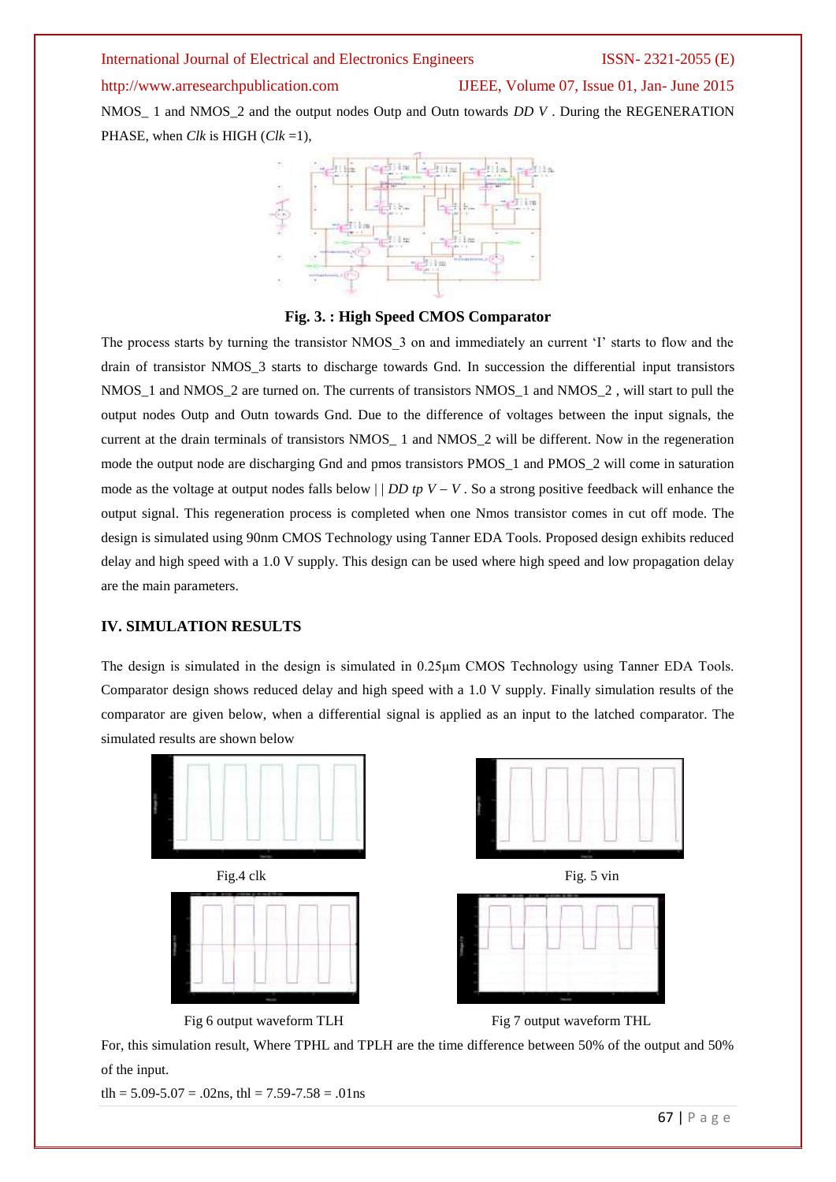NMOS_ 1 and NMOS_2 and the output nodes Outp and Outn towards $V_{DD}$ . During the REGENERATION PHASE, when *Clk* is HIGH (*Clk* =1),

**Fig. 3. : High Speed CMOS Comparator**

The process starts by turning the transistor NMOS_3 on and immediately an current 'I' starts to flow and the drain of transistor NMOS_3 starts to discharge towards Gnd. In succession the differential input transistors NMOS_1 and NMOS_2 are turned on. The currents of transistors NMOS_1 and NMOS_2 , will start to pull the output nodes Outp and Outn towards Gnd. Due to the difference of voltages between the input signals, the current at the drain terminals of transistors NMOS_ 1 and NMOS_2 will be different. Now in the regeneration mode the output node are discharging Gnd and pmos transistors PMOS_1 and PMOS_2 will come in saturation mode as the voltage at output nodes falls below $V_{DD} - |V_{tp}|$ . So a strong positive feedback will enhance the output signal. This regeneration process is completed when one Nmos transistor comes in cut off mode. The design is simulated using 90nm CMOS Technology using Tanner EDA Tools. Proposed design exhibits reduced delay and high speed with a 1.0 V supply. This design can be used where high speed and low propagation delay are the main parameters.

## IV. SIMULATION RESULTS

The design is simulated in the design is simulated in 0.25µm CMOS Technology using Tanner EDA Tools. Comparator design shows reduced delay and high speed with a 1.0 V supply. Finally simulation results of the comparator are given below, when a differential signal is applied as an input to the latched comparator. The simulated results are shown below

Fig.4 clk

Fig. 5 vin

Fig 6 output waveform TLH

Fig 7 output waveform THL

For, this simulation result, Where TPHL and TPLH are the time difference between 50% of the output and 50% of the input.

tlh = 5.09-5.07 = .02ns, thl = 7.59-7.58 = .01ns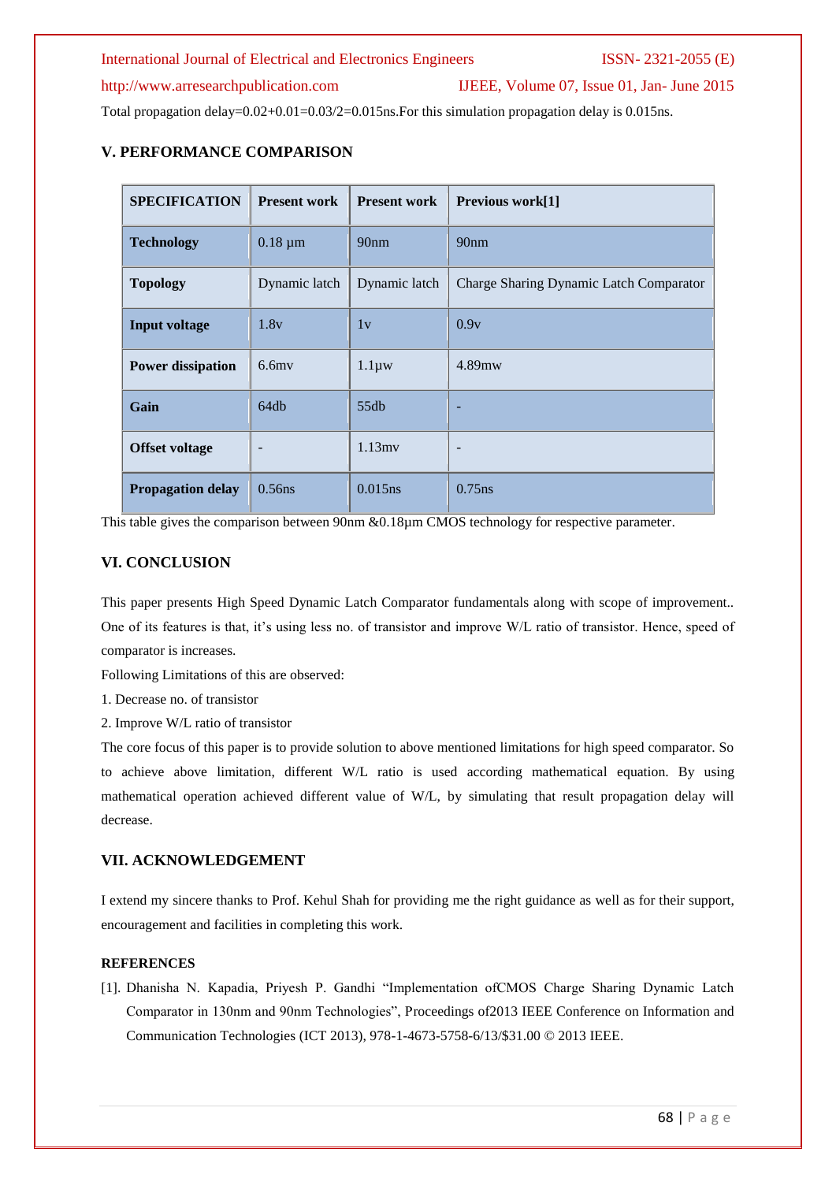Total propagation delay=0.02+0.01=0.03/2=0.015ns.For this simulation propagation delay is 0.015ns.

## V. PERFORMANCE COMPARISON

| SPECIFICATION | Present work | Present work | Previous work[1] |
|---|---|---|---|
| **Technology** | 0.18 µm | 90nm | 90nm |
| **Topology** | Dynamic latch | Dynamic latch | Charge Sharing Dynamic Latch Comparator |
| **Input voltage** | 1.8v | 1v | 0.9v |
| **Power dissipation** | 6.6mv | 1.1µw | 4.89mw |
| **Gain** | 64db | 55db | - |
| **Offset voltage** | - | 1.13mv | - |
| **Propagation delay** | 0.56ns | 0.015ns | 0.75ns |

This table gives the comparison between 90nm &0.18µm CMOS technology for respective parameter.

## VI. CONCLUSION

This paper presents High Speed Dynamic Latch Comparator fundamentals along with scope of improvement.. One of its features is that, it's using less no. of transistor and improve W/L ratio of transistor. Hence, speed of comparator is increases.

Following Limitations of this are observed:

1. Decrease no. of transistor
2. Improve W/L ratio of transistor

The core focus of this paper is to provide solution to above mentioned limitations for high speed comparator. So to achieve above limitation, different W/L ratio is used according mathematical equation. By using mathematical operation achieved different value of W/L, by simulating that result propagation delay will decrease.

## VII. ACKNOWLEDGEMENT

I extend my sincere thanks to Prof. Kehul Shah for providing me the right guidance as well as for their support, encouragement and facilities in completing this work.

### REFERENCES

[1]. Dhanisha N. Kapadia, Priyesh P. Gandhi "Implementation ofCMOS Charge Sharing Dynamic Latch Comparator in 130nm and 90nm Technologies", Proceedings of2013 IEEE Conference on Information and Communication Technologies (ICT 2013), 978-1-4673-5758-6/13/$31.00 © 2013 IEEE.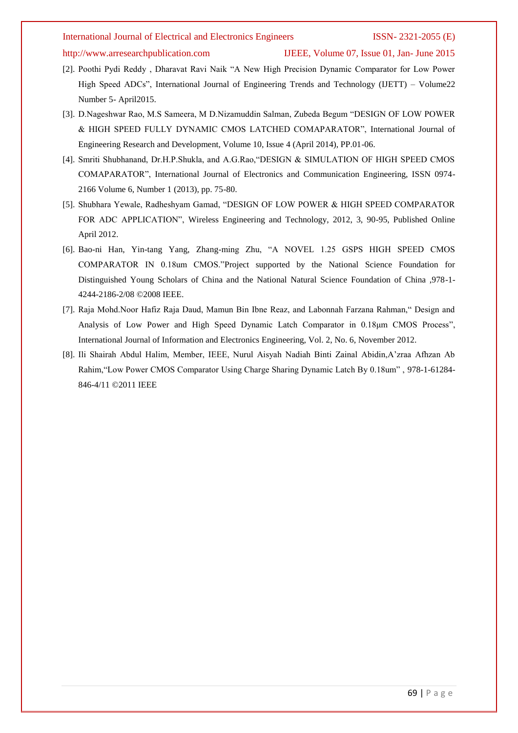[2]. Poothi Pydi Reddy , Dharavat Ravi Naik "A New High Precision Dynamic Comparator for Low Power High Speed ADCs", International Journal of Engineering Trends and Technology (IJETT) – Volume22 Number 5- April2015.

[3]. D.Nageshwar Rao, M.S Sameera, M D.Nizamuddin Salman, Zubeda Begum "DESIGN OF LOW POWER & HIGH SPEED FULLY DYNAMIC CMOS LATCHED COMAPARATOR", International Journal of Engineering Research and Development, Volume 10, Issue 4 (April 2014), PP.01-06.

[4]. Smriti Shubhanand, Dr.H.P.Shukla, and A.G.Rao,"DESIGN & SIMULATION OF HIGH SPEED CMOS COMAPARATOR", International Journal of Electronics and Communication Engineering, ISSN 0974-2166 Volume 6, Number 1 (2013), pp. 75-80.

[5]. Shubhara Yewale, Radheshyam Gamad, "DESIGN OF LOW POWER & HIGH SPEED COMPARATOR FOR ADC APPLICATION", Wireless Engineering and Technology, 2012, 3, 90-95, Published Online April 2012.

[6]. Bao-ni Han, Yin-tang Yang, Zhang-ming Zhu, "A NOVEL 1.25 GSPS HIGH SPEED CMOS COMPARATOR IN 0.18um CMOS."Project supported by the National Science Foundation for Distinguished Young Scholars of China and the National Natural Science Foundation of China ,978-1-4244-2186-2/08 ©2008 IEEE.

[7]. Raja Mohd.Noor Hafiz Raja Daud, Mamun Bin Ibne Reaz, and Labonnah Farzana Rahman," Design and Analysis of Low Power and High Speed Dynamic Latch Comparator in 0.18μm CMOS Process", International Journal of Information and Electronics Engineering, Vol. 2, No. 6, November 2012.

[8]. Ili Shairah Abdul Halim, Member, IEEE, Nurul Aisyah Nadiah Binti Zainal Abidin,A'zraa Afhzan Ab Rahim,"Low Power CMOS Comparator Using Charge Sharing Dynamic Latch By 0.18um" , 978-1-61284-846-4/11 ©2011 IEEE